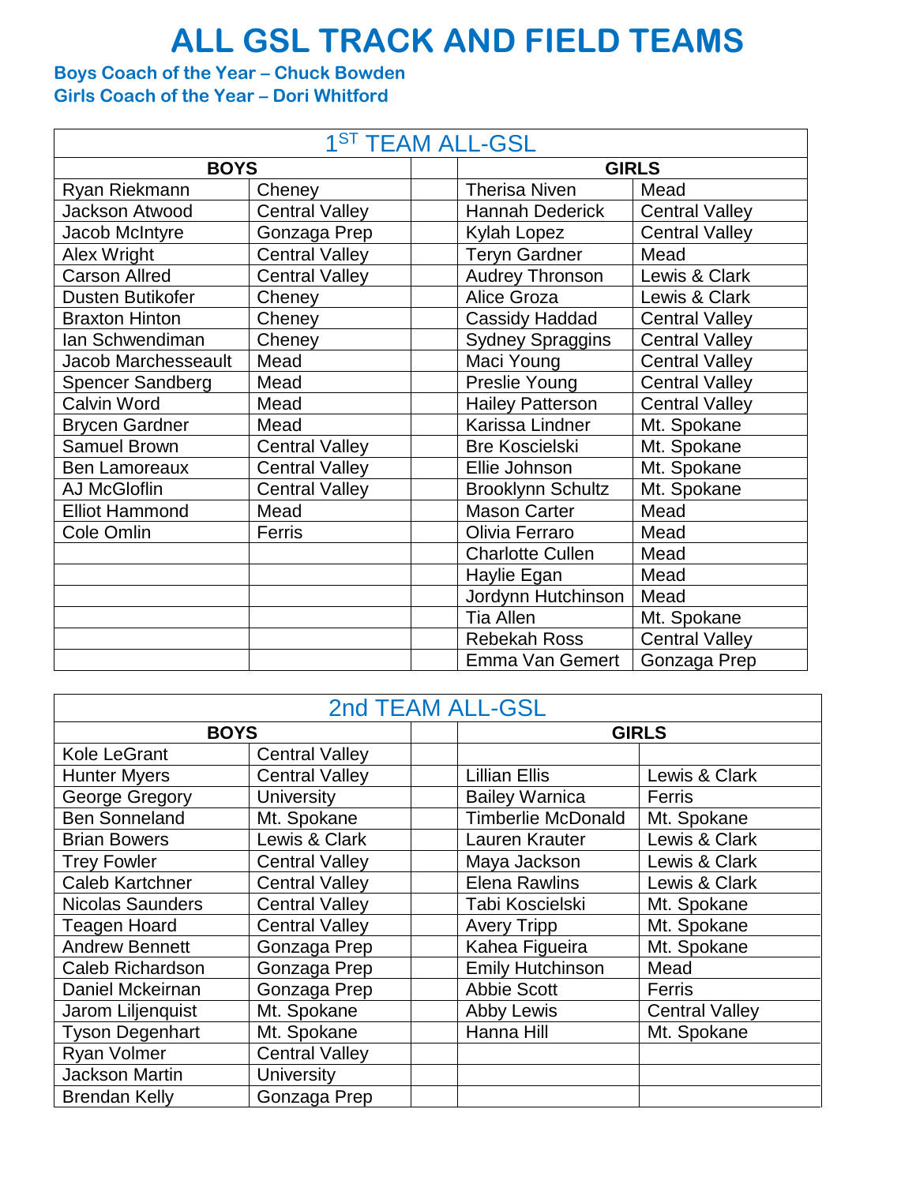# ALL GSL TRACK AND FIELD TEAMS

**Boys Coach of the Year – Chuck Bowden**
**Girls Coach of the Year – Dori Whitford**

## 1ST TEAM ALL-GSL

| BOYS | | | GIRLS | |
|---|---|---|---|---|
| Ryan Riekmann | Cheney | | Therisa Niven | Mead |
| Jackson Atwood | Central Valley | | Hannah Dederick | Central Valley |
| Jacob McIntyre | Gonzaga Prep | | Kylah Lopez | Central Valley |
| Alex Wright | Central Valley | | Teryn Gardner | Mead |
| Carson Allred | Central Valley | | Audrey Thronson | Lewis & Clark |
| Dusten Butikofer | Cheney | | Alice Groza | Lewis & Clark |
| Braxton Hinton | Cheney | | Cassidy Haddad | Central Valley |
| Ian Schwendiman | Cheney | | Sydney Spraggins | Central Valley |
| Jacob Marchesseault | Mead | | Maci Young | Central Valley |
| Spencer Sandberg | Mead | | Preslie Young | Central Valley |
| Calvin Word | Mead | | Hailey Patterson | Central Valley |
| Brycen Gardner | Mead | | Karissa Lindner | Mt. Spokane |
| Samuel Brown | Central Valley | | Bre Koscielski | Mt. Spokane |
| Ben Lamoreaux | Central Valley | | Ellie Johnson | Mt. Spokane |
| AJ McGloflin | Central Valley | | Brooklynn Schultz | Mt. Spokane |
| Elliot Hammond | Mead | | Mason Carter | Mead |
| Cole Omlin | Ferris | | Olivia Ferraro | Mead |
| | | | Charlotte Cullen | Mead |
| | | | Haylie Egan | Mead |
| | | | Jordynn Hutchinson | Mead |
| | | | Tia Allen | Mt. Spokane |
| | | | Rebekah Ross | Central Valley |
| | | | Emma Van Gemert | Gonzaga Prep |

## 2nd TEAM ALL-GSL

| BOYS | | | GIRLS | |
|---|---|---|---|---|
| Kole LeGrant | Central Valley | | | |
| Hunter Myers | Central Valley | | Lillian Ellis | Lewis & Clark |
| George Gregory | University | | Bailey Warnica | Ferris |
| Ben Sonneland | Mt. Spokane | | Timberlie McDonald | Mt. Spokane |
| Brian Bowers | Lewis & Clark | | Lauren Krauter | Lewis & Clark |
| Trey Fowler | Central Valley | | Maya Jackson | Lewis & Clark |
| Caleb Kartchner | Central Valley | | Elena Rawlins | Lewis & Clark |
| Nicolas Saunders | Central Valley | | Tabi Koscielski | Mt. Spokane |
| Teagen Hoard | Central Valley | | Avery Tripp | Mt. Spokane |
| Andrew Bennett | Gonzaga Prep | | Kahea Figueira | Mt. Spokane |
| Caleb Richardson | Gonzaga Prep | | Emily Hutchinson | Mead |
| Daniel Mckeirnan | Gonzaga Prep | | Abbie Scott | Ferris |
| Jarom Liljenquist | Mt. Spokane | | Abby Lewis | Central Valley |
| Tyson Degenhart | Mt. Spokane | | Hanna Hill | Mt. Spokane |
| Ryan Volmer | Central Valley | | | |
| Jackson Martin | University | | | |
| Brendan Kelly | Gonzaga Prep | | | |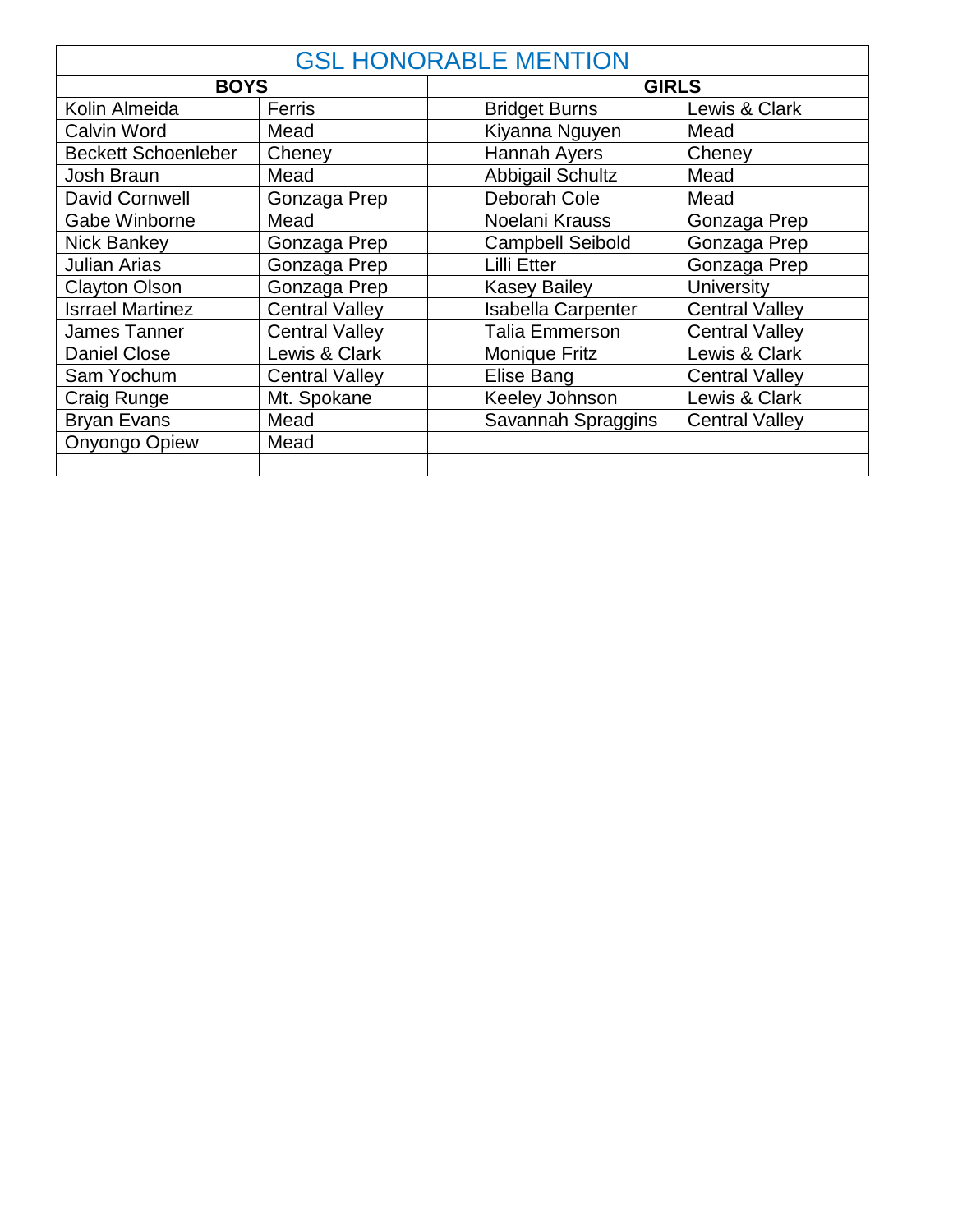# GSL HONORABLE MENTION

| BOYS | | | GIRLS | |
|---|---|---|---|---|
| Kolin Almeida | Ferris | | Bridget Burns | Lewis & Clark |
| Calvin Word | Mead | | Kiyanna Nguyen | Mead |
| Beckett Schoenleber | Cheney | | Hannah Ayers | Cheney |
| Josh Braun | Mead | | Abbigail Schultz | Mead |
| David Cornwell | Gonzaga Prep | | Deborah Cole | Mead |
| Gabe Winborne | Mead | | Noelani Krauss | Gonzaga Prep |
| Nick Bankey | Gonzaga Prep | | Campbell Seibold | Gonzaga Prep |
| Julian Arias | Gonzaga Prep | | Lilli Etter | Gonzaga Prep |
| Clayton Olson | Gonzaga Prep | | Kasey Bailey | University |
| Isrrael Martinez | Central Valley | | Isabella Carpenter | Central Valley |
| James Tanner | Central Valley | | Talia Emmerson | Central Valley |
| Daniel Close | Lewis & Clark | | Monique Fritz | Lewis & Clark |
| Sam Yochum | Central Valley | | Elise Bang | Central Valley |
| Craig Runge | Mt. Spokane | | Keeley Johnson | Lewis & Clark |
| Bryan Evans | Mead | | Savannah Spraggins | Central Valley |
| Onyongo Opiew | Mead | | | |
| | | | | |